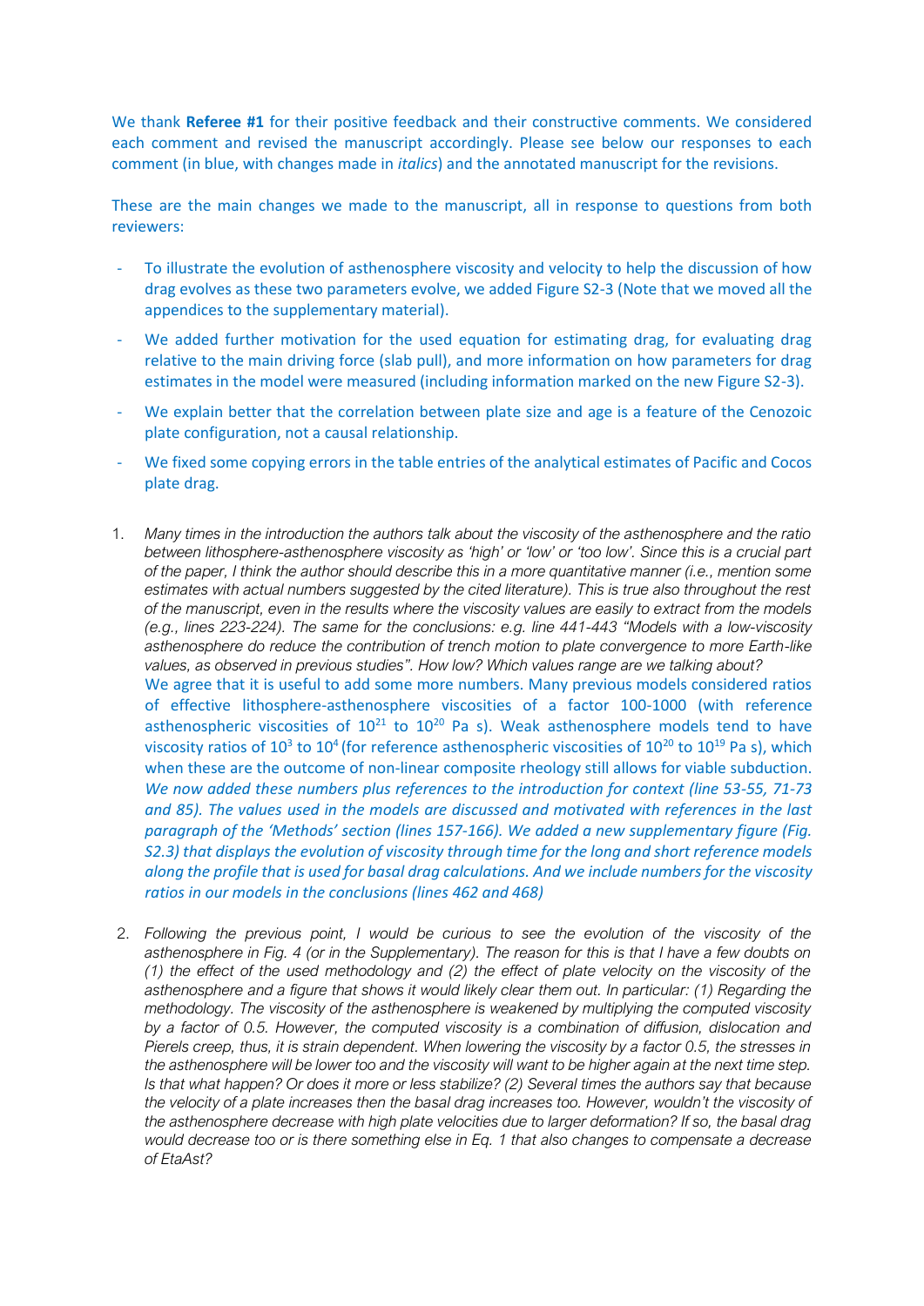We thank **Referee #1** for their positive feedback and their constructive comments. We considered each comment and revised the manuscript accordingly. Please see below our responses to each comment (in blue, with changes made in *italics*) and the annotated manuscript for the revisions.

These are the main changes we made to the manuscript, all in response to questions from both reviewers:

- To illustrate the evolution of asthenosphere viscosity and velocity to help the discussion of how drag evolves as these two parameters evolve, we added Figure S2-3 (Note that we moved all the appendices to the supplementary material).
- We added further motivation for the used equation for estimating drag, for evaluating drag relative to the main driving force (slab pull), and more information on how parameters for drag estimates in the model were measured (including information marked on the new Figure S2-3).
- We explain better that the correlation between plate size and age is a feature of the Cenozoic plate configuration, not a causal relationship.
- We fixed some copying errors in the table entries of the analytical estimates of Pacific and Cocos plate drag.

1. *Many times in the introduction the authors talk about the viscosity of the asthenosphere and the ratio between lithosphere-asthenosphere viscosity as 'high' or 'low' or 'too low'. Since this is a crucial part of the paper, I think the author should describe this in a more quantitative manner (i.e., mention some estimates with actual numbers suggested by the cited literature). This is true also throughout the rest of the manuscript, even in the results where the viscosity values are easily to extract from the models (e.g., lines 223-224). The same for the conclusions: e.g. line 441-443 "Models with a low-viscosity asthenosphere do reduce the contribution of trench motion to plate convergence to more Earth-like values, as observed in previous studies". How low? Which values range are we talking about?*

   We agree that it is useful to add some more numbers. Many previous models considered ratios of effective lithosphere-asthenosphere viscosities of a factor 100-1000 (with reference asthenospheric viscosities of $10^{21}$ to $10^{20}$ Pa s). Weak asthenosphere models tend to have viscosity ratios of $10^3$ to $10^4$ (for reference asthenospheric viscosities of $10^{20}$ to $10^{19}$ Pa s), which when these are the outcome of non-linear composite rheology still allows for viable subduction. *We now added these numbers plus references to the introduction for context (line 53-55, 71-73 and 85). The values used in the models are discussed and motivated with references in the last paragraph of the 'Methods' section (lines 157-166). We added a new supplementary figure (Fig. S2.3) that displays the evolution of viscosity through time for the long and short reference models along the profile that is used for basal drag calculations. And we include numbers for the viscosity ratios in our models in the conclusions (lines 462 and 468)*

2. *Following the previous point, I would be curious to see the evolution of the viscosity of the asthenosphere in Fig. 4 (or in the Supplementary). The reason for this is that I have a few doubts on (1) the effect of the used methodology and (2) the effect of plate velocity on the viscosity of the asthenosphere and a figure that shows it would likely clear them out. In particular: (1) Regarding the methodology. The viscosity of the asthenosphere is weakened by multiplying the computed viscosity by a factor of 0.5. However, the computed viscosity is a combination of diffusion, dislocation and Pierels creep, thus, it is strain dependent. When lowering the viscosity by a factor 0.5, the stresses in the asthenosphere will be lower too and the viscosity will want to be higher again at the next time step. Is that what happen? Or does it more or less stabilize? (2) Several times the authors say that because the velocity of a plate increases then the basal drag increases too. However, wouldn't the viscosity of the asthenosphere decrease with high plate velocities due to larger deformation? If so, the basal drag would decrease too or is there something else in Eq. 1 that also changes to compensate a decrease of EtaAst?*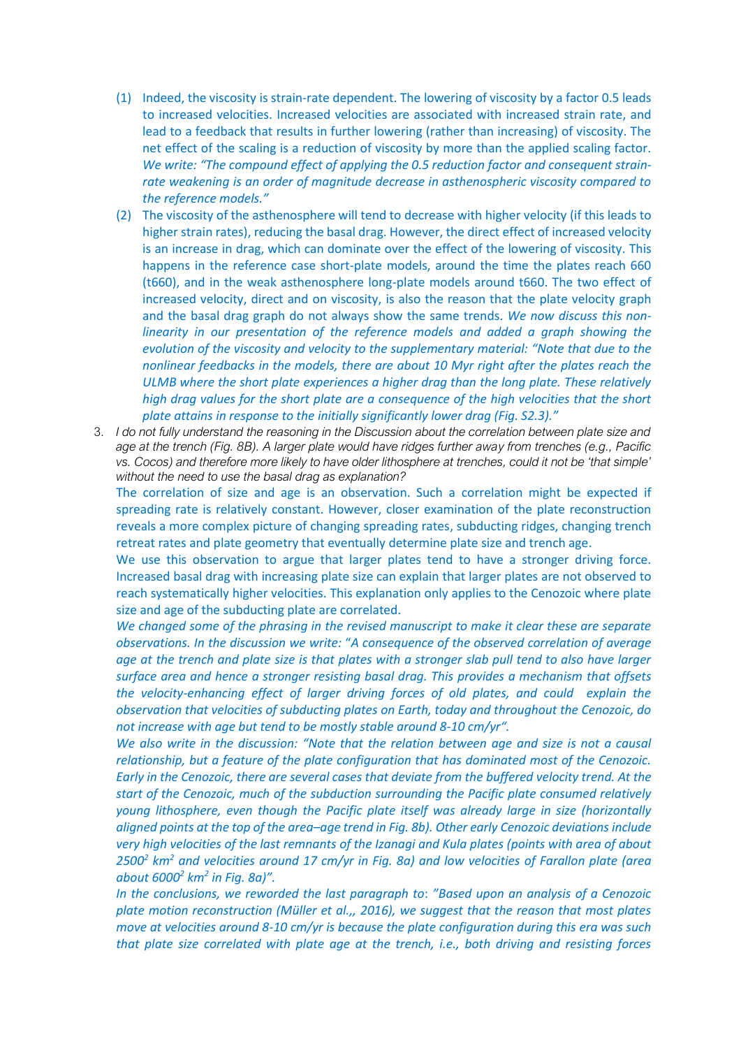(1) Indeed, the viscosity is strain-rate dependent. The lowering of viscosity by a factor 0.5 leads to increased velocities. Increased velocities are associated with increased strain rate, and lead to a feedback that results in further lowering (rather than increasing) of viscosity. The net effect of the scaling is a reduction of viscosity by more than the applied scaling factor. *We write: "The compound effect of applying the 0.5 reduction factor and consequent strain-rate weakening is an order of magnitude decrease in asthenospheric viscosity compared to the reference models."*

(2) The viscosity of the asthenosphere will tend to decrease with higher velocity (if this leads to higher strain rates), reducing the basal drag. However, the direct effect of increased velocity is an increase in drag, which can dominate over the effect of the lowering of viscosity. This happens in the reference case short-plate models, around the time the plates reach 660 (t660), and in the weak asthenosphere long-plate models around t660. The two effect of increased velocity, direct and on viscosity, is also the reason that the plate velocity graph and the basal drag graph do not always show the same trends. *We now discuss this non-linearity in our presentation of the reference models and added a graph showing the evolution of the viscosity and velocity to the supplementary material: "Note that due to the nonlinear feedbacks in the models, there are about 10 Myr right after the plates reach the ULMB where the short plate experiences a higher drag than the long plate. These relatively high drag values for the short plate are a consequence of the high velocities that the short plate attains in response to the initially significantly lower drag (Fig. S2.3)."*

3. *I do not fully understand the reasoning in the Discussion about the correlation between plate size and age at the trench (Fig. 8B). A larger plate would have ridges further away from trenches (e.g., Pacific vs. Cocos) and therefore more likely to have older lithosphere at trenches, could it not be 'that simple' without the need to use the basal drag as explanation?*

The correlation of size and age is an observation. Such a correlation might be expected if spreading rate is relatively constant. However, closer examination of the plate reconstruction reveals a more complex picture of changing spreading rates, subducting ridges, changing trench retreat rates and plate geometry that eventually determine plate size and trench age.

We use this observation to argue that larger plates tend to have a stronger driving force. Increased basal drag with increasing plate size can explain that larger plates are not observed to reach systematically higher velocities. This explanation only applies to the Cenozoic where plate size and age of the subducting plate are correlated.

*We changed some of the phrasing in the revised manuscript to make it clear these are separate observations. In the discussion we write: "A consequence of the observed correlation of average age at the trench and plate size is that plates with a stronger slab pull tend to also have larger surface area and hence a stronger resisting basal drag. This provides a mechanism that offsets the velocity-enhancing effect of larger driving forces of old plates, and could explain the observation that velocities of subducting plates on Earth, today and throughout the Cenozoic, do not increase with age but tend to be mostly stable around 8-10 cm/yr".*

*We also write in the discussion: "Note that the relation between age and size is not a causal relationship, but a feature of the plate configuration that has dominated most of the Cenozoic. Early in the Cenozoic, there are several cases that deviate from the buffered velocity trend. At the start of the Cenozoic, much of the subduction surrounding the Pacific plate consumed relatively young lithosphere, even though the Pacific plate itself was already large in size (horizontally aligned points at the top of the area–age trend in Fig. 8b). Other early Cenozoic deviations include very high velocities of the last remnants of the Izanagi and Kula plates (points with area of about $2500^2$ $km^2$ and velocities around 17 cm/yr in Fig. 8a) and low velocities of Farallon plate (area about $6000^2$ $km^2$ in Fig. 8a)".*

*In the conclusions, we reworded the last paragraph to: "Based upon an analysis of a Cenozoic plate motion reconstruction (Müller et al.,, 2016), we suggest that the reason that most plates move at velocities around 8-10 cm/yr is because the plate configuration during this era was such that plate size correlated with plate age at the trench, i.e., both driving and resisting forces*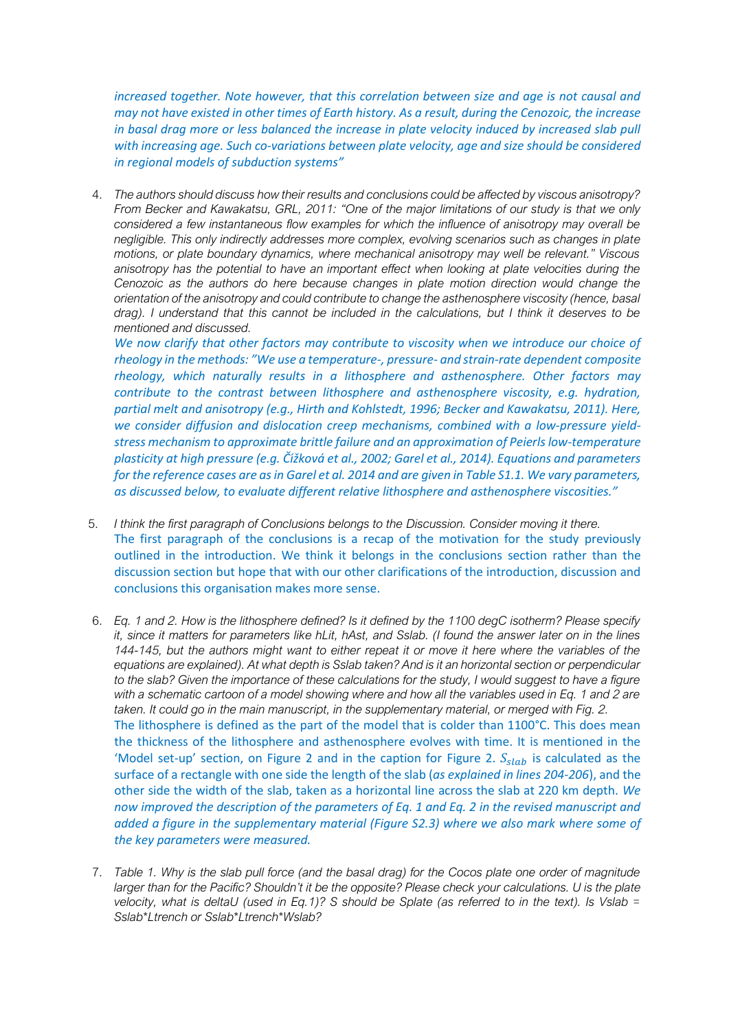*increased together. Note however, that this correlation between size and age is not causal and may not have existed in other times of Earth history. As a result, during the Cenozoic, the increase in basal drag more or less balanced the increase in plate velocity induced by increased slab pull with increasing age. Such co-variations between plate velocity, age and size should be considered in regional models of subduction systems"*

4. *The authors should discuss how their results and conclusions could be affected by viscous anisotropy? From Becker and Kawakatsu, GRL, 2011: "One of the major limitations of our study is that we only considered a few instantaneous flow examples for which the influence of anisotropy may overall be negligible. This only indirectly addresses more complex, evolving scenarios such as changes in plate motions, or plate boundary dynamics, where mechanical anisotropy may well be relevant." Viscous anisotropy has the potential to have an important effect when looking at plate velocities during the Cenozoic as the authors do here because changes in plate motion direction would change the orientation of the anisotropy and could contribute to change the asthenosphere viscosity (hence, basal drag). I understand that this cannot be included in the calculations, but I think it deserves to be mentioned and discussed.*
   *We now clarify that other factors may contribute to viscosity when we introduce our choice of rheology in the methods: "We use a temperature-, pressure- and strain-rate dependent composite rheology, which naturally results in a lithosphere and asthenosphere. Other factors may contribute to the contrast between lithosphere and asthenosphere viscosity, e.g. hydration, partial melt and anisotropy (e.g., Hirth and Kohlstedt, 1996; Becker and Kawakatsu, 2011). Here, we consider diffusion and dislocation creep mechanisms, combined with a low-pressure yield-stress mechanism to approximate brittle failure and an approximation of Peierls low-temperature plasticity at high pressure (e.g. Čížková et al., 2002; Garel et al., 2014). Equations and parameters for the reference cases are as in Garel et al. 2014 and are given in Table S1.1. We vary parameters, as discussed below, to evaluate different relative lithosphere and asthenosphere viscosities."*

5. *I think the first paragraph of Conclusions belongs to the Discussion. Consider moving it there.*
   The first paragraph of the conclusions is a recap of the motivation for the study previously outlined in the introduction. We think it belongs in the conclusions section rather than the discussion section but hope that with our other clarifications of the introduction, discussion and conclusions this organisation makes more sense.

6. *Eq. 1 and 2. How is the lithosphere defined? Is it defined by the 1100 degC isotherm? Please specify it, since it matters for parameters like hLit, hAst, and Sslab. (I found the answer later on in the lines 144-145, but the authors might want to either repeat it or move it here where the variables of the equations are explained). At what depth is Sslab taken? And is it an horizontal section or perpendicular to the slab? Given the importance of these calculations for the study, I would suggest to have a figure with a schematic cartoon of a model showing where and how all the variables used in Eq. 1 and 2 are taken. It could go in the main manuscript, in the supplementary material, or merged with Fig. 2.*
   The lithosphere is defined as the part of the model that is colder than 1100°C. This does mean the thickness of the lithosphere and asthenosphere evolves with time. It is mentioned in the 'Model set-up' section, on Figure 2 and in the caption for Figure 2. $S_{slab}$ is calculated as the surface of a rectangle with one side the length of the slab (*as explained in lines 204-206*), and the other side the width of the slab, taken as a horizontal line across the slab at 220 km depth. *We now improved the description of the parameters of Eq. 1 and Eq. 2 in the revised manuscript and added a figure in the supplementary material (Figure S2.3) where we also mark where some of the key parameters were measured.*

7. *Table 1. Why is the slab pull force (and the basal drag) for the Cocos plate one order of magnitude larger than for the Pacific? Shouldn't it be the opposite? Please check your calculations. U is the plate velocity, what is deltaU (used in Eq.1)? S should be Splate (as referred to in the text). Is Vslab = Sslab\*Ltrench or Sslab\*Ltrench\*Wslab?*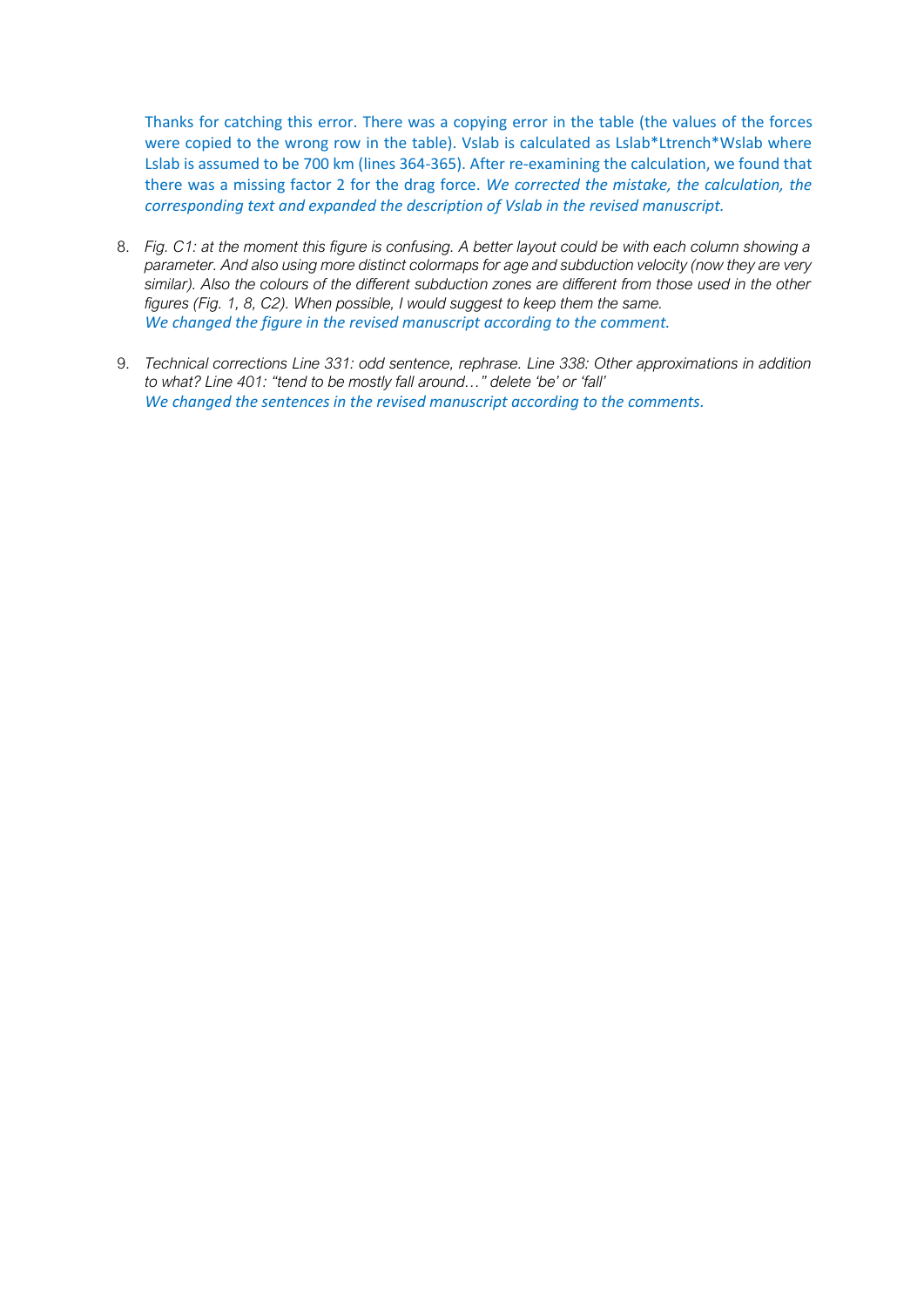Thanks for catching this error. There was a copying error in the table (the values of the forces were copied to the wrong row in the table). Vslab is calculated as Lslab*Ltrench*Wslab where Lslab is assumed to be 700 km (lines 364-365). After re-examining the calculation, we found that there was a missing factor 2 for the drag force. *We corrected the mistake, the calculation, the corresponding text and expanded the description of Vslab in the revised manuscript.*

8. *Fig. C1: at the moment this figure is confusing. A better layout could be with each column showing a parameter. And also using more distinct colormaps for age and subduction velocity (now they are very similar). Also the colours of the different subduction zones are different from those used in the other figures (Fig. 1, 8, C2). When possible, I would suggest to keep them the same.*
   *We changed the figure in the revised manuscript according to the comment.*

9. *Technical corrections Line 331: odd sentence, rephrase. Line 338: Other approximations in addition to what? Line 401: "tend to be mostly fall around…" delete 'be' or 'fall'*
   *We changed the sentences in the revised manuscript according to the comments.*